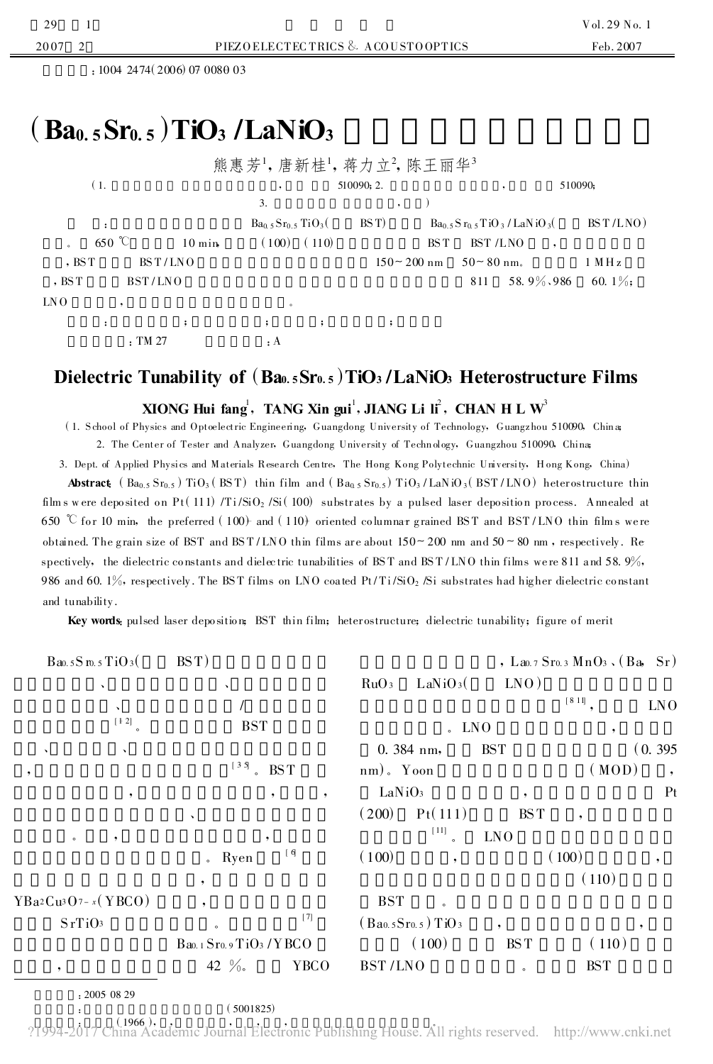: 1004 2474(2006) 07 0080 03

# $(Ba_{0.5}Sr_{0.5})TiO_3$ / $LaNiO_3$

熊惠芳[1], 唐新桂[1], 蒋力立[2], 陈王丽华[3]

(1. , 510090; 2. , 510090; 3. , )

: $Ba_{0.5}Sr_{0.5}TiO_3$( BST) $Ba_{0.5}Sr_{0.5}TiO_3/LaNiO_3$( BST/LNO) 。 650 ℃ 10 min, (100) (110) BST BST/LNO , , BST BST/LNO 150~200 nm 50~80 nm。 1 MHz , BST BST/LNO 811 58.9%、986 60.1%; LNO , 。

: ; ; ; ;

: TM 27 : A

# Dielectric Tunability of $(Ba_{0.5}Sr_{0.5})TiO_3$/$LaNiO_3$ Heterostructure Films

**XIONG Hui fang[1], TANG Xin gui[1], JIANG Li li[2], CHAN H L W[3]**

(1. School of Physics and Optoelectric Engineering, Guangdong University of Technology, Guangzhou 510090, China; 2. The Center of Tester and Analyzer, Guangdong University of Technology, Guangzhou 510090, China; 3. Dept. of Applied Physics and Materials Research Centre, The Hong Kong Polytechnic University, Hong Kong, China)

**Abstract**: $(Ba_{0.5}Sr_{0.5})TiO_3$(BST) thin film and $(Ba_{0.5}Sr_{0.5})TiO_3/LaNiO_3$(BST/LNO) heterostructure thin films were deposited on Pt(111)/Ti/$SiO_2$/Si(100) substrates by a pulsed laser deposition process. Annealed at 650 ℃ for 10 min, the preferred (100)- and (110)-oriented columnar grained BST and BST/LNO thin films were obtained. The grain size of BST and BST/LNO thin films are about 150~200 nm and 50~80 nm, respectively. Respectively, the dielectric constants and dielectric tunabilities of BST and BST/LNO thin films were 811 and 58.9%, 986 and 60.1%, respectively. The BST films on LNO coated Pt/Ti/$SiO_2$/Si substrates had higher dielectric constant and tunability.

**Key words**: pulsed laser deposition; BST thin film; heterostructure; dielectric tunability; figure of merit

$Ba_{0.5}Sr_{0.5}TiO_3$( BST) 、 、 、 / [1-2]。 BST 、 、 , [3-5]。BST , , , 、 。 , , 。 Ryen [6] , $YBa_2Cu_3O_{7-x}$(YBCO) , $SrTiO_3$ 。 [7] $Ba_{0.1}Sr_{0.9}TiO_3$/YBCO , 42 %。 YBCO , $La_{0.7}Sr_{0.3}MnO_3$、(Ba, Sr) $RuO_3$ $LaNiO_3$( LNO) [8-11], LNO 。LNO , 0.384 nm, BST (0.395 nm)。Yoon (MOD) , $LaNiO_3$ , Pt (200) Pt(111) BST , [11]。 LNO (100) , (100) , (110) BST 。 $(Ba_{0.5}Sr_{0.5})TiO_3$ , , (100) BST (110) BST/LNO 。 BST

: 2005 08 29

: (5001825)

: (1966), , , , , , .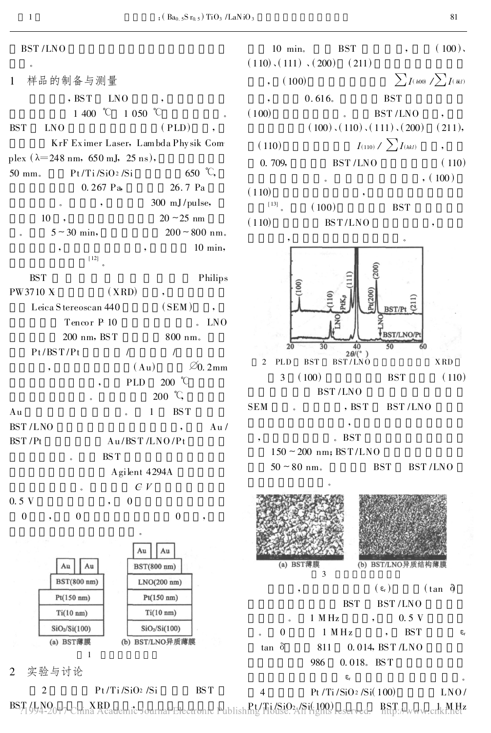BST/LNO

。

## 1 样品的制备与测量

，BST LNO ，

1 400 ℃ 1 050 ℃ 。

BST LNO (PLD) ，

KrF Eximer Laser, Lambda Physik Complex (λ=248 nm, 650 mJ, 25 ns),

50 mm。 Pt/Ti/$SiO_2$/Si 650 ℃,

0.267 Pa, 26.7 Pa

。 ， 300 mJ/pulse,

10 ， 20~25 nm

。 5~30 min, 200~800 nm。

， ， 10 min,

[12]。

BST Philips PW3710 X (XRD) ，

Leica Stereoscan 440 (SEM) ，

Tencor P-10 。 LNO

200 nm, BST 800 nm。

Pt/BST/Pt / /

， (Au) ∅0.2mm

， PLD 200 ℃

。 200 ℃,

Au 。 1 BST

BST/LNO ， Au/BST/Pt Au/BST/LNO/Pt

。 BST

Agilent 4294A

。 C-V

0.5 V ， 0

0 ， 0 0 ，

。

BST(800 nm) / Pt(150 nm) / Ti(10 nm) / $SiO_2$/Si(100)

(a) BST薄膜

BST(800 nm) / LNO(200 nm) / Pt(150 nm) / Ti(10 nm) / $SiO_2$/Si(100)

(b) BST/LNO异质薄膜

1

## 2 实验与讨论

2 Pt/Ti/$SiO_2$/Si BST

BST/LNO XRD ，

10 min。 BST ， (100)、(110)、(111)、(200) (211)

， (100) $\sum I_{(h00)}/\sum I_{(hkl)}$

， 0.616。 BST

(100) 。 BST/LNO ，

(100)、(110)、(111)、(200) (211),

(110) $I_{(110)}/\sum I_{(hkl)}$ ，

0.709, BST/LNO (110)

。 ，(100)

(110) ，

[13]。 (100) BST

(110) BST/LNO ，

， 。

2 PLD BST BST/LNO XRD

3 (100) BST (110)

BST/LNO

SEM 。 ，BST BST/LNO

，

， 。BST

150~200 nm; BST/LNO

50~80 nm。 BST BST/LNO

。

(a) BST薄膜 (b) BST/LNO异质结构薄膜

3

， ($\varepsilon_r$) (tan δ)

BST BST/LNO

。 1 MHz ， 0.5 V

。 0 1 MHz ， BST $\varepsilon_r$

tan δ 811 0.014, BST/LNO

986 0.018。 BST

$\varepsilon_r$ 。

4 Pt/Ti/$SiO_2$/Si(100) LNO/Pt/Ti/$SiO_2$/Si(100) BST 1 MHz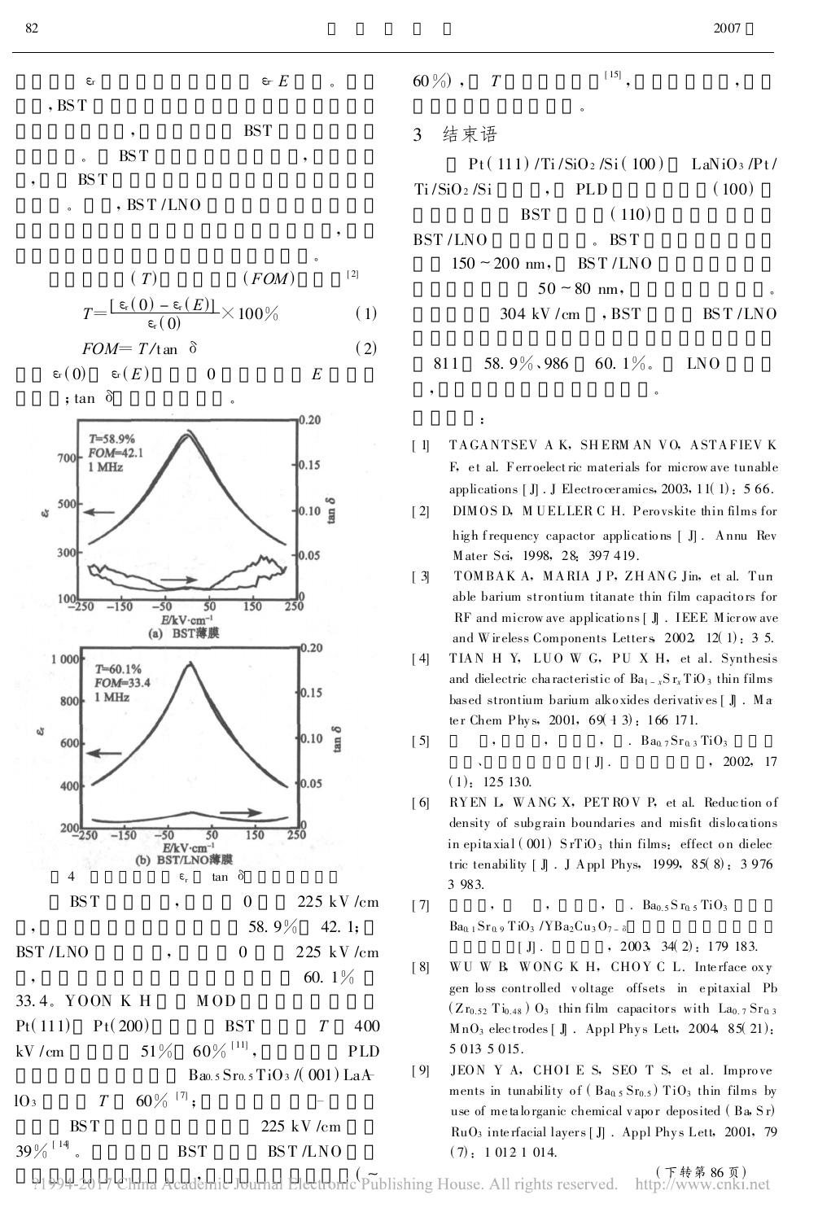$\varepsilon_r$ $\varepsilon_r$ $E$ 。

, BST

, BST

。 BST ,

, BST

。 , BST/LNO

,

。

($T$) ($FOM$) [2]

$$T=\frac{[\varepsilon_r(0)-\varepsilon_r(E)]}{\varepsilon_r(0)}\times 100\% \qquad (1)$$

$$FOM = T/\tan\delta \qquad (2)$$

$\varepsilon_r(0)$ $\varepsilon_r(E)$ 0 $E$

; $\tan\delta$ 。

4 $\varepsilon_r$ $\tan\delta$

BST , 0 225 kV/cm

, 58.9% 42.1;

BST/LNO , 0 225 kV/cm

, 60.1%

33.4。YOON K H MOD

Pt(111) Pt(200) BST $T$ 400

kV/cm 51% 60%[11], PLD

$Ba_{0.5}Sr_{0.5}TiO_3$/(001) $LaAlO_3$ $T$ 60%[7];

BST 225 kV/cm

39%[14]。 BST BST/LNO

, (~

60%), $T$ [15], ,

。

## 3 结束语

Pt(111)/Ti/$SiO_2$/Si(100) $LaNiO_3$/Pt/Ti/$SiO_2$/Si , PLD (100)

BST (110)

BST/LNO 。BST

150~200 nm, BST/LNO

50~80 nm, 。

304 kV/cm , BST BST/LNO

811 58.9%、986 60.1%。 LNO

, 。

：

[1] TAGANTSEV A K, SHERMAN V O, ASTAFIEV K F, et al. Ferroelectric materials for microwave tunable applications [J]. J Electroceramics, 2003, 11(1): 5-66.

[2] DIMOS D, MUELLER C H. Perovskite thin films for high frequency capacitor applications [J]. Annu Rev Mater Sci, 1998, 28: 397-419.

[3] TOMBAK A, MARIA J P, ZHANG Jin, et al. Tunable barium strontium titanate thin film capacitors for RF and microwave applications [J]. IEEE Microwave and Wireless Components Letters, 2002, 12(1): 3-5.

[4] TIAN H Y, LUO W G, PU X H, et al. Synthesis and dielectric characteristic of $Ba_{1-x}Sr_xTiO_3$ thin films based strontium barium alkoxides derivatives [J]. Mater Chem Phys, 2001, 69(1-3): 166-171.

[5] , , , . $Ba_{0.7}Sr_{0.3}TiO_3$ 、 [J]. , 2002, 17(1): 125-130.

[6] RYEN L, WANG X, PETROV P, et al. Reduction of density of subgrain boundaries and misfit dislocations in epitaxial (001) $SrTiO_3$ thin films: effect on dielectric tenability [J]. J Appl Phys, 1999, 85(8): 3976-3983.

[7] , , , . $Ba_{0.5}Sr_{0.5}TiO_3$ $Ba_{0.1}Sr_{0.9}TiO_3$/$YBa_2Cu_3O_{7-\delta}$ [J]. , 2003, 34(2): 179-183.

[8] WU W B, WONG K H, CHOY C L. Interface oxygen loss controlled voltage offsets in epitaxial Pb($Zr_{0.52}Ti_{0.48}$)$O_3$ thin film capacitors with $La_{0.7}Sr_{0.3}MnO_3$ electrodes [J]. Appl Phys Lett, 2004, 85(21): 5013-5015.

[9] JEON Y A, CHOI E S, SEO T S, et al. Improvements in tunability of ($Ba_{0.5}Sr_{0.5}$)$TiO_3$ thin films by use of metalorganic chemical vapor deposited (Ba, Sr)$RuO_3$ interfacial layers [J]. Appl Phys Lett, 2001, 79(7): 1012-1014.

(下转第 86 页)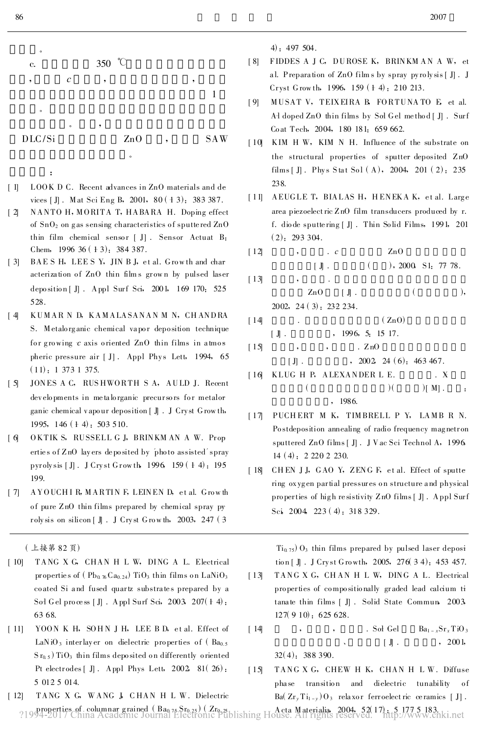。

c. 350 ℃

， c ， ，

1

。

。 ，

DLC/Si ZnO ， SAW

。

：

[1] LOOK D C. Recent advances in ZnO materials and devices [J]. Mat Sci Eng B, 2001, 80(1-3): 383-387.

[2] NANTO H, MORITA T, HABARA H. Doping effect of $SnO_2$ on gas sensing characteristics of sputtered ZnO thin film chemical sensor [J]. Sensor Actuat B: Chem, 1996, 36(1-3): 384-387.

[3] BAE S H, LEE S Y, JIN B J, et al. Growth and characterization of ZnO thin films grown by pulsed laser deposition [J]. Appl Surf Sci, 2001, 169-170: 525-528.

[4] KUMAR N D, KAMALASANAN M N, CHANDRA S. Metalorganic chemical vapor deposition technique for growing c axis oriented ZnO thin films in atmospheric pressure air [J]. Appl Phys Lett, 1994, 65(11): 1 373-1 375.

[5] JONES A C, RUSHWORTH S A, AULD J. Recent developments in metalorganic precursors for metalorganic chemical vapour deposition [J]. J Cryst Growth, 1995, 146(1-4): 503-510.

[6] OKTIK S, RUSSELL G J, BRINKMAN A W. Properties of ZnO layers deposited by 'photo assisted' spray pyrolysis [J]. J Cryst Growth, 1996, 159(1-4): 195-199.

[7] AYOUCHI R, MARTIN F, LEINEN D, et al. Growth of pure ZnO thin films prepared by chemical spray pyrolysis on silicon [J]. J Cryst Growth, 2003, 247(3-4): 497-504.

[8] FIDDES A J C, DUROSE K, BRINKMAN A W, et al. Preparation of ZnO films by spray pyrolysis [J]. J Cryst Growth, 1996, 159(1-4): 210-213.

[9] MUSAT V, TEIXEIRA B, FORTUNATO E, et al. Al-doped ZnO thin films by Sol-Gel method [J]. Surf Coat Tech, 2004, 180-181: 659-662.

[10] KIM H W, KIM N H. Influence of the substrate on the structural properties of sputter-deposited ZnO films [J]. Phys Stat Sol (A), 2004, 201(2): 235-238.

[11] AEUGLE T, BIALAS H, HENEKA K, et al. Large area piezoelectric ZnO film transducers produced by r. f. diode sputtering [J]. Thin Solid Films, 1991, 201(2): 293-304.

[12] ， . c ZnO [J]. ( ), 2000, S1: 77-78.

[13] ， . ZnO [J]. ( ), 2002, 24(3): 232-234.

[14] . (ZnO) [J]. , 1996, 5: 15-17.

[15] ， ， . ZnO [J]. , 2002, 24(6): 463-467.

[16] KLUG H P, ALEXANDER L E. . X ( )( )[M]. : , 1986.

[17] PUCHERT M K, TIMBRELL P Y, LAMB R N. Postdeposition annealing of radio frequency magnetron sputtered ZnO films [J]. J Vac Sci Technol A, 1996, 14(4): 2 220-2 230.

[18] CHEN J J, GAO Y, ZENG F, et al. Effect of sputtering oxygen partial pressures on structure and physical properties of high resistivity ZnO films [J]. Appl Surf Sci, 2004, 223(4): 318-329.

(上接第 82 页)

[10] TANG X G, CHAN H L W, DING A L. Electrical properties of $(Pb_{0.76}Ca_{0.24})TiO_3$ thin films on $LaNiO_3$ coated Si and fused quartz substrates prepared by a Sol-Gel process [J]. Appl Surf Sci, 2003, 207(1-4): 63-68.

[11] YOON K H, SOHN J H, LEE B D, et al. Effect of $LaNiO_3$ interlayer on dielectric properties of $(Ba_{0.5}Sr_{0.5})TiO_3$ thin films deposited on differently oriented Pt electrodes [J]. Appl Phys Lett, 2002, 81(26): 5 012-5 014.

[12] TANG X G, WANG J, CHAN H L W. Dielectric properties of columnar grained $(Ba_{0.75}Sr_{0.25})(Zr_{0.25}Ti_{0.75})O_3$ thin films prepared by pulsed laser deposition [J]. J Cryst Growth, 2005, 276(3-4): 453-457.

[13] TANG X G, CHAN H L W, DING A L. Electrical properties of compositionally graded lead calcium titanate thin films [J]. Solid State Commun, 2003, 127(9-10): 625-628.

[14] ， ， . Sol-Gel $Ba_{1-x}Sr_xTiO_3$ 、 [J]. , 2001, 32(4): 388-390.

[15] TANG X G, CHEW K H, CHAN H L W. Diffuse phase transition and dielectric tunability of $Ba(Zr_yTi_{1-y})O_3$ relaxor ferroelectric ceramics [J]. Acta Materialia, 2004, 52(17): 5 177-5 183.